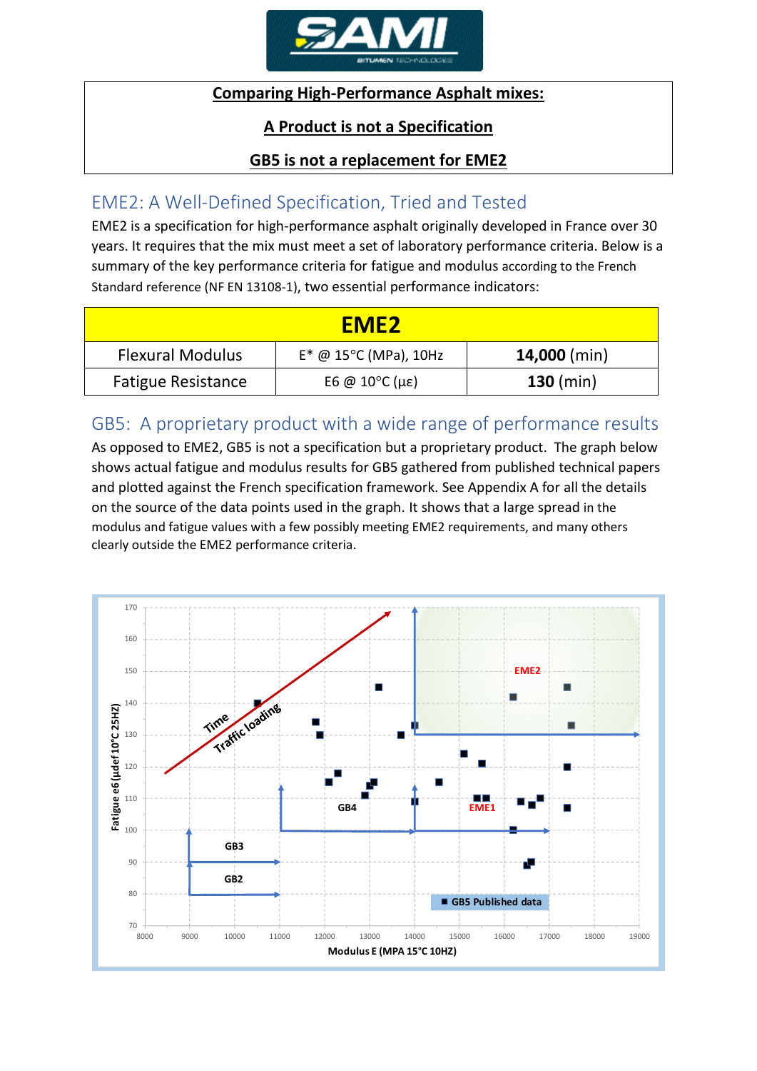**Comparing High-Performance Asphalt mixes:**

**A Product is not a Specification**

**GB5 is not a replacement for EME2**

## EME2: A Well-Defined Specification, Tried and Tested

EME2 is a specification for high-performance asphalt originally developed in France over 30 years. It requires that the mix must meet a set of laboratory performance criteria. Below is a summary of the key performance criteria for fatigue and modulus according to the French Standard reference (NF EN 13108-1), two essential performance indicators:

| EME2 | | |
|---|---|---|
| Flexural Modulus | E* @ 15°C (MPa), 10Hz | **14,000** (min) |
| Fatigue Resistance | E6 @ 10°C (με) | **130** (min) |

## GB5: A proprietary product with a wide range of performance results

As opposed to EME2, GB5 is not a specification but a proprietary product. The graph below shows actual fatigue and modulus results for GB5 gathered from published technical papers and plotted against the French specification framework. See Appendix A for all the details on the source of the data points used in the graph. It shows that a large spread in the modulus and fatigue values with a few possibly meeting EME2 requirements, and many others clearly outside the EME2 performance criteria.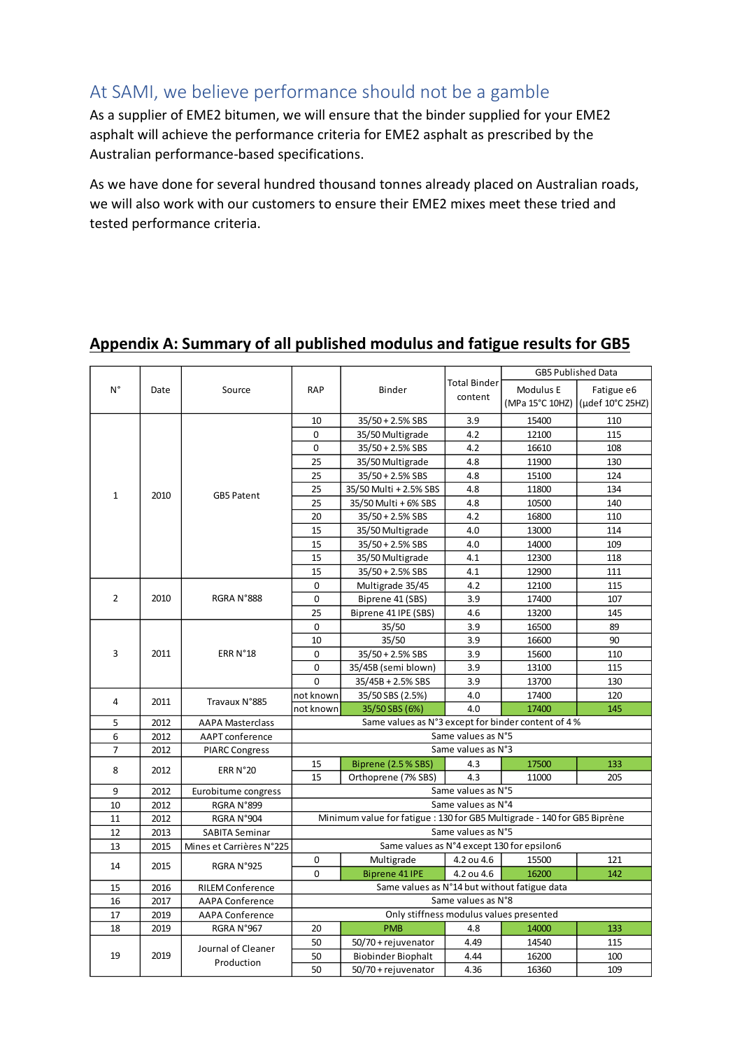## At SAMI, we believe performance should not be a gamble

As a supplier of EME2 bitumen, we will ensure that the binder supplied for your EME2 asphalt will achieve the performance criteria for EME2 asphalt as prescribed by the Australian performance-based specifications.

As we have done for several hundred thousand tonnes already placed on Australian roads, we will also work with our customers to ensure their EME2 mixes meet these tried and tested performance criteria.

## Appendix A: Summary of all published modulus and fatigue results for GB5

| N° | Date | Source | RAP | Binder | Total Binder content | GB5 Published Data | |
|---|---|---|---|---|---|---|---|
| | | | | | | Modulus E (MPa 15°C 10HZ) | Fatigue e6 (µdef 10°C 25HZ) |
| 1 | 2010 | GB5 Patent | 10 | 35/50 + 2.5% SBS | 3.9 | 15400 | 110 |
| | | | 0 | 35/50 Multigrade | 4.2 | 12100 | 115 |
| | | | 0 | 35/50 + 2.5% SBS | 4.2 | 16610 | 108 |
| | | | 25 | 35/50 Multigrade | 4.8 | 11900 | 130 |
| | | | 25 | 35/50 + 2.5% SBS | 4.8 | 15100 | 124 |
| | | | 25 | 35/50 Multi + 2.5% SBS | 4.8 | 11800 | 134 |
| | | | 25 | 35/50 Multi + 6% SBS | 4.8 | 10500 | 140 |
| | | | 20 | 35/50 + 2.5% SBS | 4.2 | 16800 | 110 |
| | | | 15 | 35/50 Multigrade | 4.0 | 13000 | 114 |
| | | | 15 | 35/50 + 2.5% SBS | 4.0 | 14000 | 109 |
| | | | 15 | 35/50 Multigrade | 4.1 | 12300 | 118 |
| | | | 15 | 35/50 + 2.5% SBS | 4.1 | 12900 | 111 |
| 2 | 2010 | RGRA N°888 | 0 | Multigrade 35/45 | 4.2 | 12100 | 115 |
| | | | 0 | Biprene 41 (SBS) | 3.9 | 17400 | 107 |
| | | | 25 | Biprene 41 IPE (SBS) | 4.6 | 13200 | 145 |
| 3 | 2011 | ERR N°18 | 0 | 35/50 | 3.9 | 16500 | 89 |
| | | | 10 | 35/50 | 3.9 | 16600 | 90 |
| | | | 0 | 35/50 + 2.5% SBS | 3.9 | 15600 | 110 |
| | | | 0 | 35/45B (semi blown) | 3.9 | 13100 | 115 |
| | | | 0 | 35/45B + 2.5% SBS | 3.9 | 13700 | 130 |
| 4 | 2011 | Travaux N°885 | not known | 35/50 SBS (2.5%) | 4.0 | 17400 | 120 |
| | | | not known | 35/50 SBS (6%) | 4.0 | 17400 | 145 |
| 5 | 2012 | AAPA Masterclass | Same values as N°3 except for binder content of 4 % | | | | |
| 6 | 2012 | AAPT conference | Same values as N°5 | | | | |
| 7 | 2012 | PIARC Congress | Same values as N°3 | | | | |
| 8 | 2012 | ERR N°20 | 15 | Biprene (2.5 % SBS) | 4.3 | 17500 | 133 |
| | | | 15 | Orthoprene (7% SBS) | 4.3 | 11000 | 205 |
| 9 | 2012 | Eurobitume congress | Same values as N°5 | | | | |
| 10 | 2012 | RGRA N°899 | Same values as N°4 | | | | |
| 11 | 2012 | RGRA N°904 | Minimum value for fatigue : 130 for GB5 Multigrade - 140 for GB5 Biprène | | | | |
| 12 | 2013 | SABITA Seminar | Same values as N°5 | | | | |
| 13 | 2015 | Mines et Carrières N°225 | Same values as N°4 except 130 for epsilon6 | | | | |
| 14 | 2015 | RGRA N°925 | 0 | Multigrade | 4.2 ou 4.6 | 15500 | 121 |
| | | | 0 | Biprene 41 IPE | 4.2 ou 4.6 | 16200 | 142 |
| 15 | 2016 | RILEM Conference | Same values as N°14 but without fatigue data | | | | |
| 16 | 2017 | AAPA Conference | Same values as N°8 | | | | |
| 17 | 2019 | AAPA Conference | Only stiffness modulus values presented | | | | |
| 18 | 2019 | RGRA N°967 | 20 | PMB | 4.8 | 14000 | 133 |
| 19 | 2019 | Journal of Cleaner Production | 50 | 50/70 + rejuvenator | 4.49 | 14540 | 115 |
| | | | 50 | Biobinder Biophalt | 4.44 | 16200 | 100 |
| | | | 50 | 50/70 + rejuvenator | 4.36 | 16360 | 109 |